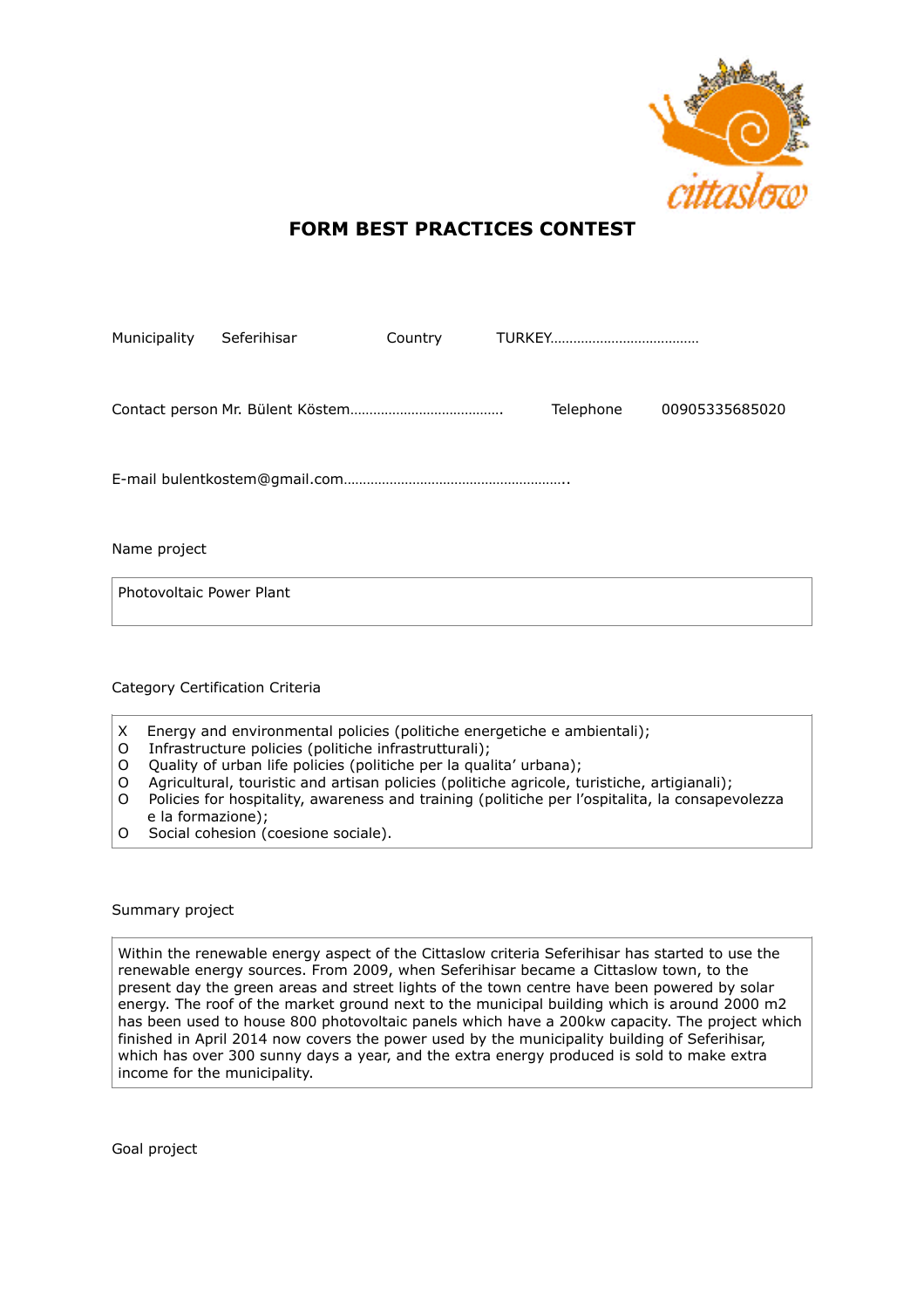# FORM BEST PRACTICES CONTEST

Municipality Seferihisar Country TURKEY………………………………

Contact person Mr. Bülent Köstem…………………………………. Telephone 00905335685020

E-mail bulentkostem@gmail.com…………………………………………………..

Name project

Photovoltaic Power Plant

Category Certification Criteria

- X Energy and environmental policies (politiche energetiche e ambientali);
- O Infrastructure policies (politiche infrastrutturali);
- O Quality of urban life policies (politiche per la qualita' urbana);
- O Agricultural, touristic and artisan policies (politiche agricole, turistiche, artigianali);
- O Policies for hospitality, awareness and training (politiche per l'ospitalita, la consapevolezza e la formazione);
- O Social cohesion (coesione sociale).

Summary project

Within the renewable energy aspect of the Cittaslow criteria Seferihisar has started to use the renewable energy sources. From 2009, when Seferihisar became a Cittaslow town, to the present day the green areas and street lights of the town centre have been powered by solar energy. The roof of the market ground next to the municipal building which is around 2000 m2 has been used to house 800 photovoltaic panels which have a 200kw capacity. The project which finished in April 2014 now covers the power used by the municipality building of Seferihisar, which has over 300 sunny days a year, and the extra energy produced is sold to make extra income for the municipality.

Goal project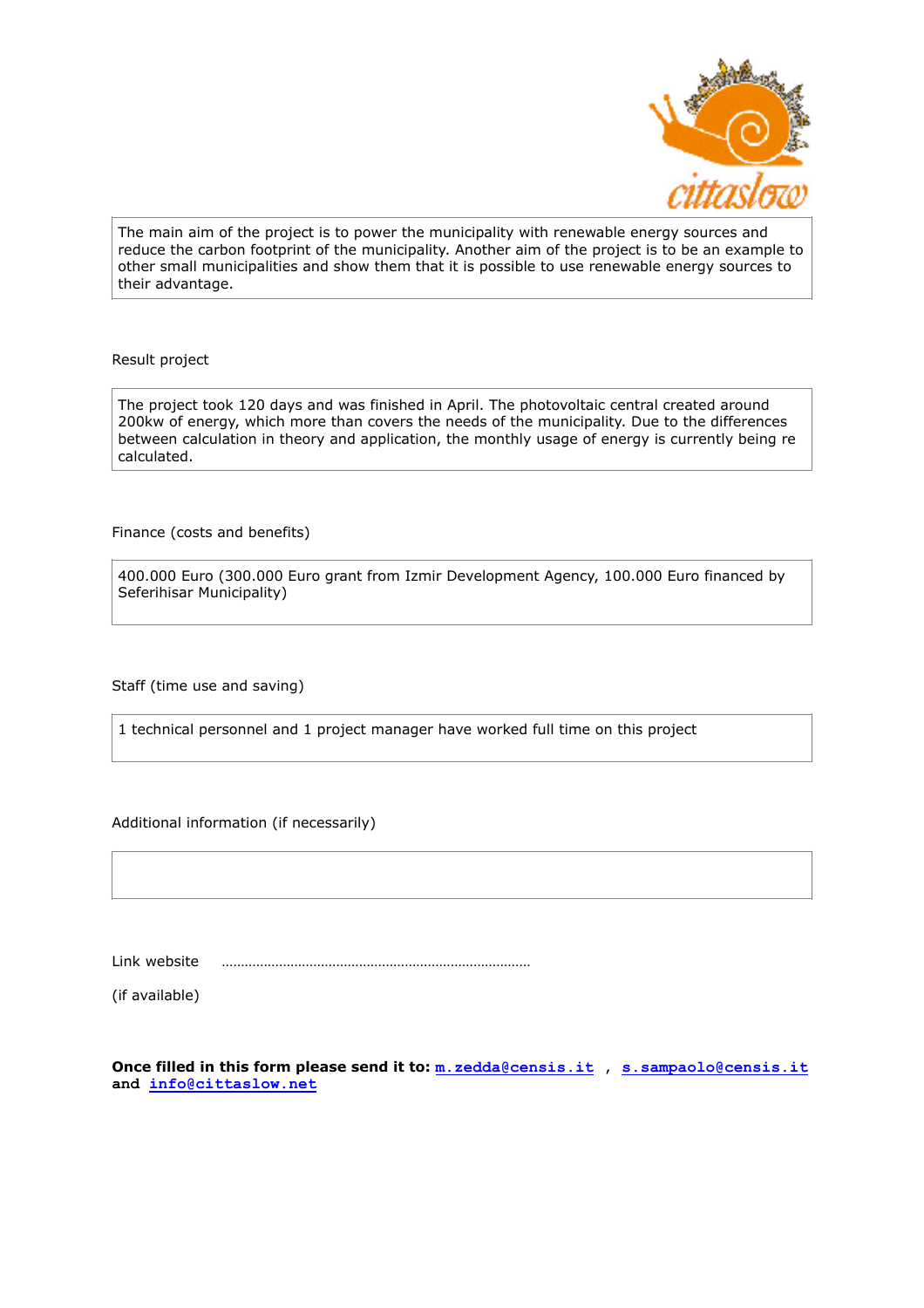The main aim of the project is to power the municipality with renewable energy sources and reduce the carbon footprint of the municipality. Another aim of the project is to be an example to other small municipalities and show them that it is possible to use renewable energy sources to their advantage.

Result project

The project took 120 days and was finished in April. The photovoltaic central created around 200kw of energy, which more than covers the needs of the municipality. Due to the differences between calculation in theory and application, the monthly usage of energy is currently being re calculated.

Finance (costs and benefits)

400.000 Euro (300.000 Euro grant from Izmir Development Agency, 100.000 Euro financed by Seferihisar Municipality)

Staff (time use and saving)

1 technical personnel and 1 project manager have worked full time on this project

Additional information (if necessarily)

Link website ………………………………………………………………………

(if available)

**Once filled in this form please send it to: m.zedda@censis.it , s.sampaolo@censis.it and info@cittaslow.net**